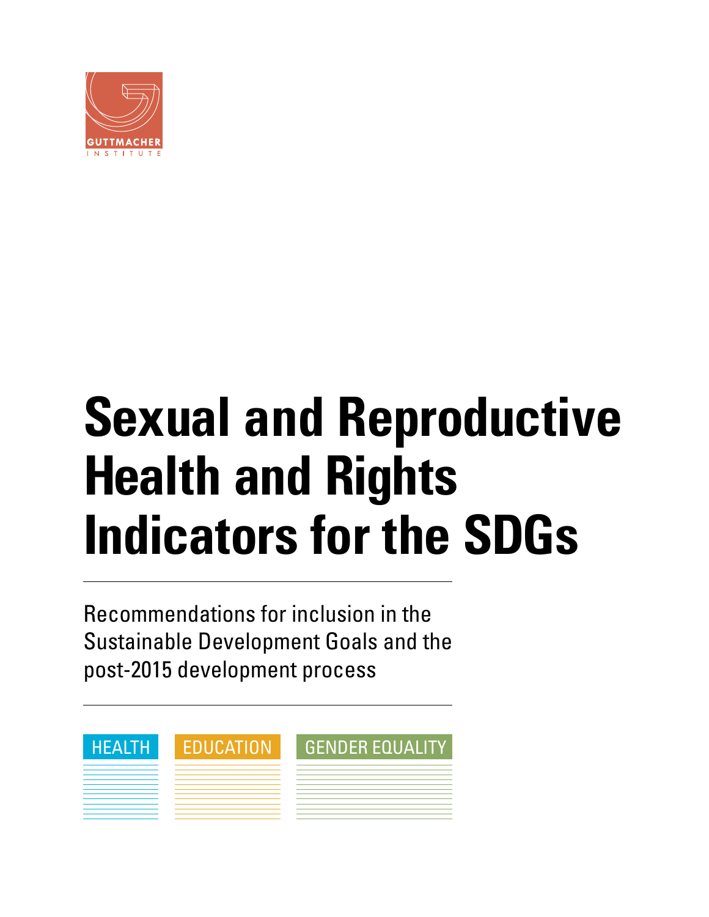GUTTMACHER INSTITUTE

# Sexual and Reproductive Health and Rights Indicators for the SDGs

Recommendations for inclusion in the Sustainable Development Goals and the post-2015 development process

HEALTH

EDUCATION

GENDER EQUALITY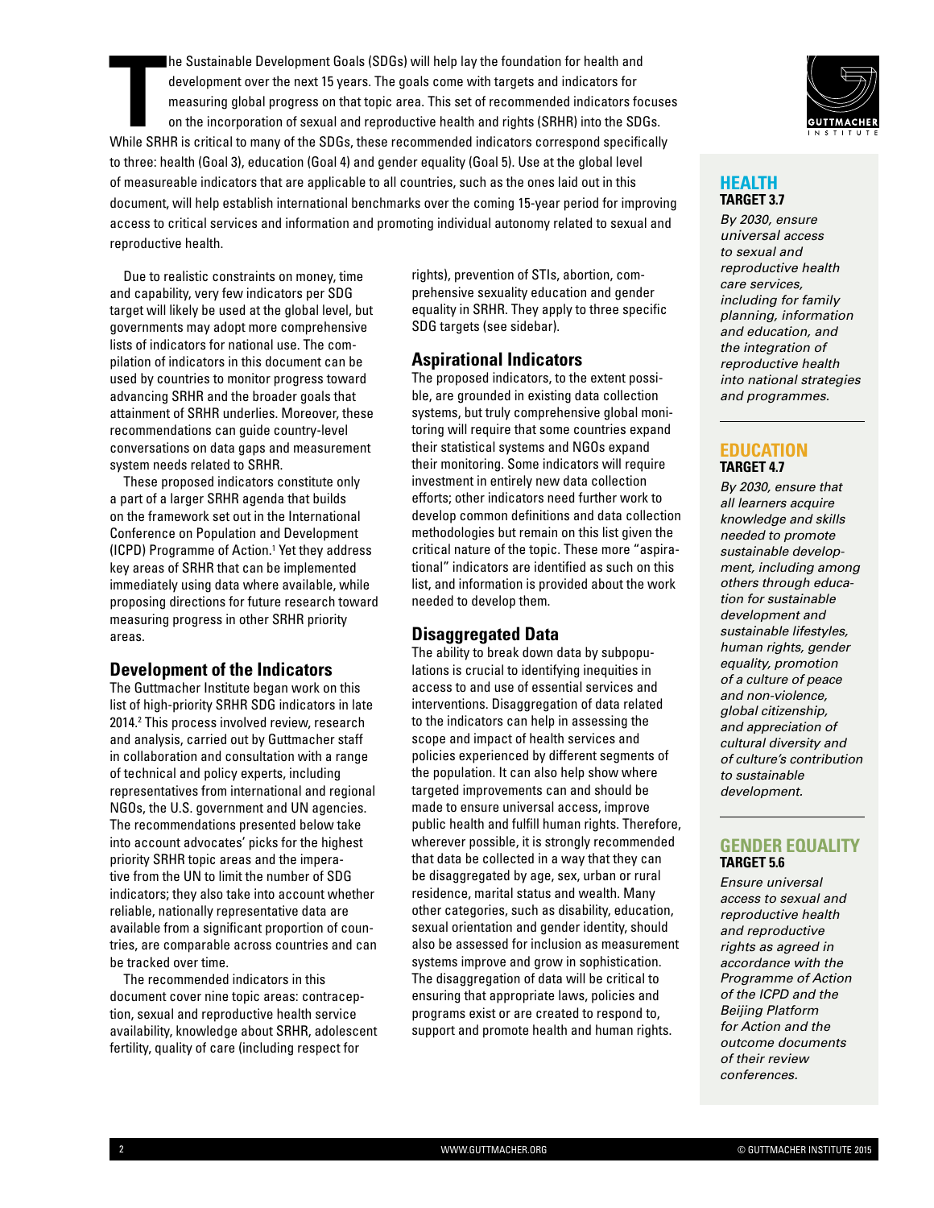The Sustainable Development Goals (SDGs) will help lay the foundation for health and development over the next 15 years. The goals come with targets and indicators for measuring global progress on that topic area. This set of recommended indicators focuses on the incorporation of sexual and reproductive health and rights (SRHR) into the SDGs. While SRHR is critical to many of the SDGs, these recommended indicators correspond specifically to three: health (Goal 3), education (Goal 4) and gender equality (Goal 5). Use at the global level of measureable indicators that are applicable to all countries, such as the ones laid out in this document, will help establish international benchmarks over the coming 15-year period for improving access to critical services and information and promoting individual autonomy related to sexual and reproductive health.

Due to realistic constraints on money, time and capability, very few indicators per SDG target will likely be used at the global level, but governments may adopt more comprehensive lists of indicators for national use. The compilation of indicators in this document can be used by countries to monitor progress toward advancing SRHR and the broader goals that attainment of SRHR underlies. Moreover, these recommendations can guide country-level conversations on data gaps and measurement system needs related to SRHR.

These proposed indicators constitute only a part of a larger SRHR agenda that builds on the framework set out in the International Conference on Population and Development (ICPD) Programme of Action.[1] Yet they address key areas of SRHR that can be implemented immediately using data where available, while proposing directions for future research toward measuring progress in other SRHR priority areas.

## Development of the Indicators

The Guttmacher Institute began work on this list of high-priority SRHR SDG indicators in late 2014.[2] This process involved review, research and analysis, carried out by Guttmacher staff in collaboration and consultation with a range of technical and policy experts, including representatives from international and regional NGOs, the U.S. government and UN agencies. The recommendations presented below take into account advocates' picks for the highest priority SRHR topic areas and the imperative from the UN to limit the number of SDG indicators; they also take into account whether reliable, nationally representative data are available from a significant proportion of countries, are comparable across countries and can be tracked over time.

The recommended indicators in this document cover nine topic areas: contraception, sexual and reproductive health service availability, knowledge about SRHR, adolescent fertility, quality of care (including respect for rights), prevention of STIs, abortion, comprehensive sexuality education and gender equality in SRHR. They apply to three specific SDG targets (see sidebar).

## Aspirational Indicators

The proposed indicators, to the extent possible, are grounded in existing data collection systems, but truly comprehensive global monitoring will require that some countries expand their statistical systems and NGOs expand their monitoring. Some indicators will require investment in entirely new data collection efforts; other indicators need further work to develop common definitions and data collection methodologies but remain on this list given the critical nature of the topic. These more "aspirational" indicators are identified as such on this list, and information is provided about the work needed to develop them.

## Disaggregated Data

The ability to break down data by subpopulations is crucial to identifying inequities in access to and use of essential services and interventions. Disaggregation of data related to the indicators can help in assessing the scope and impact of health services and policies experienced by different segments of the population. It can also help show where targeted improvements can and should be made to ensure universal access, improve public health and fulfill human rights. Therefore, wherever possible, it is strongly recommended that data be collected in a way that they can be disaggregated by age, sex, urban or rural residence, marital status and wealth. Many other categories, such as disability, education, sexual orientation and gender identity, should also be assessed for inclusion as measurement systems improve and grow in sophistication. The disaggregation of data will be critical to ensuring that appropriate laws, policies and programs exist or are created to respond to, support and promote health and human rights.

---

### HEALTH
**TARGET 3.7**

*By 2030, ensure universal access to sexual and reproductive health care services, including for family planning, information and education, and the integration of reproductive health into national strategies and programmes.*

### EDUCATION
**TARGET 4.7**

*By 2030, ensure that all learners acquire knowledge and skills needed to promote sustainable development, including among others through education for sustainable development and sustainable lifestyles, human rights, gender equality, promotion of a culture of peace and non-violence, global citizenship, and appreciation of cultural diversity and of culture's contribution to sustainable development.*

### GENDER EQUALITY
**TARGET 5.6**

*Ensure universal access to sexual and reproductive health and reproductive rights as agreed in accordance with the Programme of Action of the ICPD and the Beijing Platform for Action and the outcome documents of their review conferences.*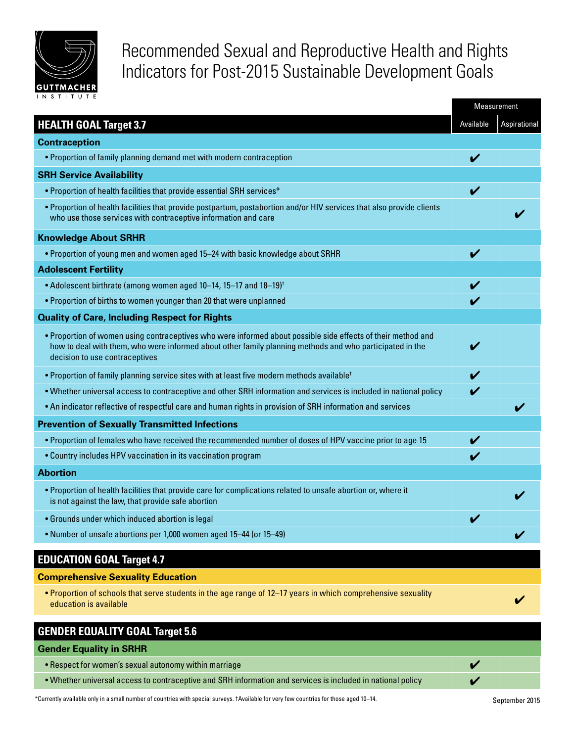# Recommended Sexual and Reproductive Health and Rights Indicators for Post-2015 Sustainable Development Goals

| | Measurement | |
|---|---|---|
| **HEALTH GOAL Target 3.7** | Available | Aspirational |
| **Contraception** | | |
| • Proportion of family planning demand met with modern contraception | ✔ | |
| **SRH Service Availability** | | |
| • Proportion of health facilities that provide essential SRH services* | ✔ | |
| • Proportion of health facilities that provide postpartum, postabortion and/or HIV services that also provide clients who use those services with contraceptive information and care | | ✔ |
| **Knowledge About SRHR** | | |
| • Proportion of young men and women aged 15–24 with basic knowledge about SRHR | ✔ | |
| **Adolescent Fertility** | | |
| • Adolescent birthrate (among women aged 10–14, 15–17 and 18–19)† | ✔ | |
| • Proportion of births to women younger than 20 that were unplanned | ✔ | |
| **Quality of Care, Including Respect for Rights** | | |
| • Proportion of women using contraceptives who were informed about possible side effects of their method and how to deal with them, who were informed about other family planning methods and who participated in the decision to use contraceptives | ✔ | |
| • Proportion of family planning service sites with at least five modern methods available† | ✔ | |
| • Whether universal access to contraceptive and other SRH information and services is included in national policy | ✔ | |
| • An indicator reflective of respectful care and human rights in provision of SRH information and services | | ✔ |
| **Prevention of Sexually Transmitted Infections** | | |
| • Proportion of females who have received the recommended number of doses of HPV vaccine prior to age 15 | ✔ | |
| • Country includes HPV vaccination in its vaccination program | ✔ | |
| **Abortion** | | |
| • Proportion of health facilities that provide care for complications related to unsafe abortion or, where it is not against the law, that provide safe abortion | | ✔ |
| • Grounds under which induced abortion is legal | ✔ | |
| • Number of unsafe abortions per 1,000 women aged 15–44 (or 15–49) | | ✔ |
| **EDUCATION GOAL Target 4.7** | | |
| **Comprehensive Sexuality Education** | | |
| • Proportion of schools that serve students in the age range of 12–17 years in which comprehensive sexuality education is available | | ✔ |
| **GENDER EQUALITY GOAL Target 5.6** | | |
| **Gender Equality in SRHR** | | |
| • Respect for women's sexual autonomy within marriage | ✔ | |
| • Whether universal access to contraceptive and SRH information and services is included in national policy | ✔ | |

*Currently available only in a small number of countries with special surveys. †Available for very few countries for those aged 10–14.

September 2015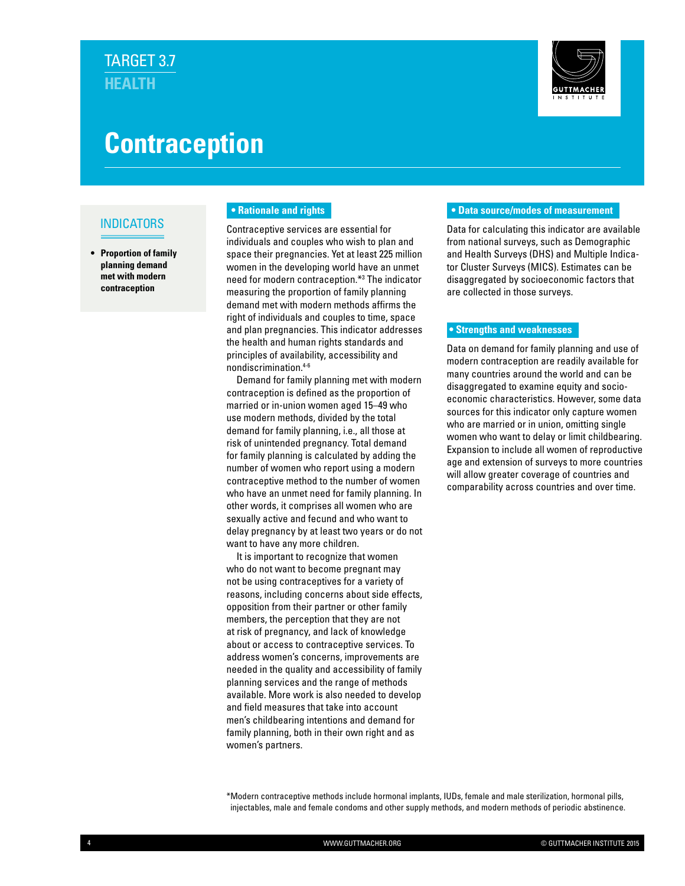TARGET 3.7

HEALTH

# Contraception

## INDICATORS

- **Proportion of family planning demand met with modern contraception**

## • Rationale and rights

Contraceptive services are essential for individuals and couples who wish to plan and space their pregnancies. Yet at least 225 million women in the developing world have an unmet need for modern contraception.*[3] The indicator measuring the proportion of family planning demand met with modern methods affirms the right of individuals and couples to time, space and plan pregnancies. This indicator addresses the health and human rights standards and principles of availability, accessibility and nondiscrimination.[4-6]

Demand for family planning met with modern contraception is defined as the proportion of married or in-union women aged 15–49 who use modern methods, divided by the total demand for family planning, i.e., all those at risk of unintended pregnancy. Total demand for family planning is calculated by adding the number of women who report using a modern contraceptive method to the number of women who have an unmet need for family planning. In other words, it comprises all women who are sexually active and fecund and who want to delay pregnancy by at least two years or do not want to have any more children.

It is important to recognize that women who do not want to become pregnant may not be using contraceptives for a variety of reasons, including concerns about side effects, opposition from their partner or other family members, the perception that they are not at risk of pregnancy, and lack of knowledge about or access to contraceptive services. To address women's concerns, improvements are needed in the quality and accessibility of family planning services and the range of methods available. More work is also needed to develop and field measures that take into account men's childbearing intentions and demand for family planning, both in their own right and as women's partners.

## • Data source/modes of measurement

Data for calculating this indicator are available from national surveys, such as Demographic and Health Surveys (DHS) and Multiple Indicator Cluster Surveys (MICS). Estimates can be disaggregated by socioeconomic factors that are collected in those surveys.

## • Strengths and weaknesses

Data on demand for family planning and use of modern contraception are readily available for many countries around the world and can be disaggregated to examine equity and socioeconomic characteristics. However, some data sources for this indicator only capture women who are married or in union, omitting single women who want to delay or limit childbearing. Expansion to include all women of reproductive age and extension of surveys to more countries will allow greater coverage of countries and comparability across countries and over time.

*Modern contraceptive methods include hormonal implants, IUDs, female and male sterilization, hormonal pills, injectables, male and female condoms and other supply methods, and modern methods of periodic abstinence.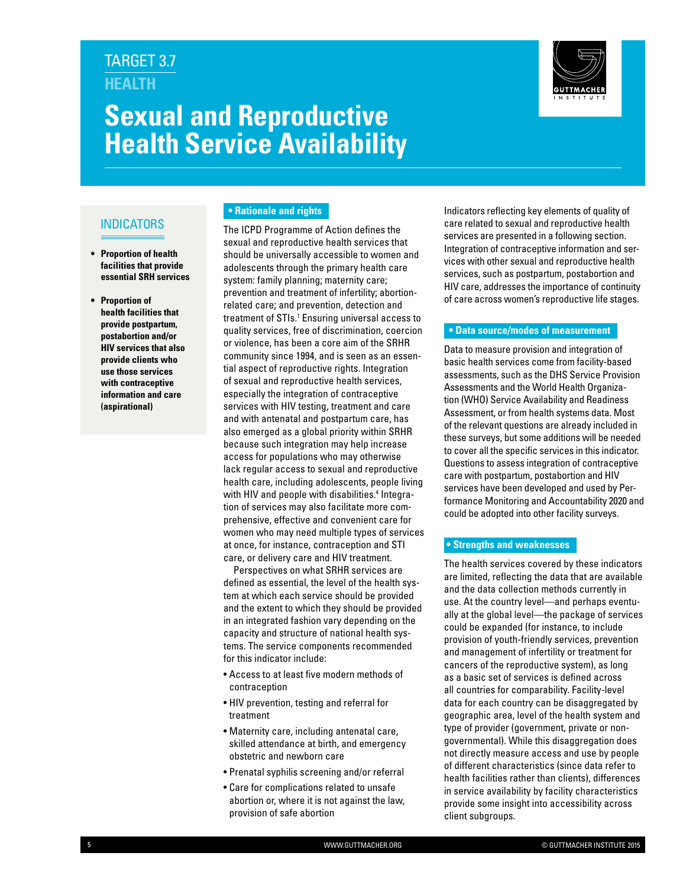TARGET 3.7

HEALTH

# Sexual and Reproductive Health Service Availability

## INDICATORS

- **Proportion of health facilities that provide essential SRH services**
- **Proportion of health facilities that provide postpartum, postabortion and/or HIV services that also provide clients who use those services with contraceptive information and care (aspirational)**

## • Rationale and rights

The ICPD Programme of Action defines the sexual and reproductive health services that should be universally accessible to women and adolescents through the primary health care system: family planning; maternity care; prevention and treatment of infertility; abortion-related care; and prevention, detection and treatment of STIs.[1] Ensuring universal access to quality services, free of discrimination, coercion or violence, has been a core aim of the SRHR community since 1994, and is seen as an essential aspect of reproductive rights. Integration of sexual and reproductive health services, especially the integration of contraceptive services with HIV testing, treatment and care and with antenatal and postpartum care, has also emerged as a global priority within SRHR because such integration may help increase access for populations who may otherwise lack regular access to sexual and reproductive health care, including adolescents, people living with HIV and people with disabilities.[4] Integration of services may also facilitate more comprehensive, effective and convenient care for women who may need multiple types of services at once, for instance, contraception and STI care, or delivery care and HIV treatment.

Perspectives on what SRHR services are defined as essential, the level of the health system at which each service should be provided and the extent to which they should be provided in an integrated fashion vary depending on the capacity and structure of national health systems. The service components recommended for this indicator include:

- Access to at least five modern methods of contraception
- HIV prevention, testing and referral for treatment
- Maternity care, including antenatal care, skilled attendance at birth, and emergency obstetric and newborn care
- Prenatal syphilis screening and/or referral
- Care for complications related to unsafe abortion or, where it is not against the law, provision of safe abortion

Indicators reflecting key elements of quality of care related to sexual and reproductive health services are presented in a following section. Integration of contraceptive information and services with other sexual and reproductive health services, such as postpartum, postabortion and HIV care, addresses the importance of continuity of care across women's reproductive life stages.

## • Data source/modes of measurement

Data to measure provision and integration of basic health services come from facility-based assessments, such as the DHS Service Provision Assessments and the World Health Organization (WHO) Service Availability and Readiness Assessment, or from health systems data. Most of the relevant questions are already included in these surveys, but some additions will be needed to cover all the specific services in this indicator. Questions to assess integration of contraceptive care with postpartum, postabortion and HIV services have been developed and used by Performance Monitoring and Accountability 2020 and could be adopted into other facility surveys.

## • Strengths and weaknesses

The health services covered by these indicators are limited, reflecting the data that are available and the data collection methods currently in use. At the country level—and perhaps eventually at the global level—the package of services could be expanded (for instance, to include provision of youth-friendly services, prevention and management of infertility or treatment for cancers of the reproductive system), as long as a basic set of services is defined across all countries for comparability. Facility-level data for each country can be disaggregated by geographic area, level of the health system and type of provider (government, private or nongovernmental). While this disaggregation does not directly measure access and use by people of different characteristics (since data refer to health facilities rather than clients), differences in service availability by facility characteristics provide some insight into accessibility across client subgroups.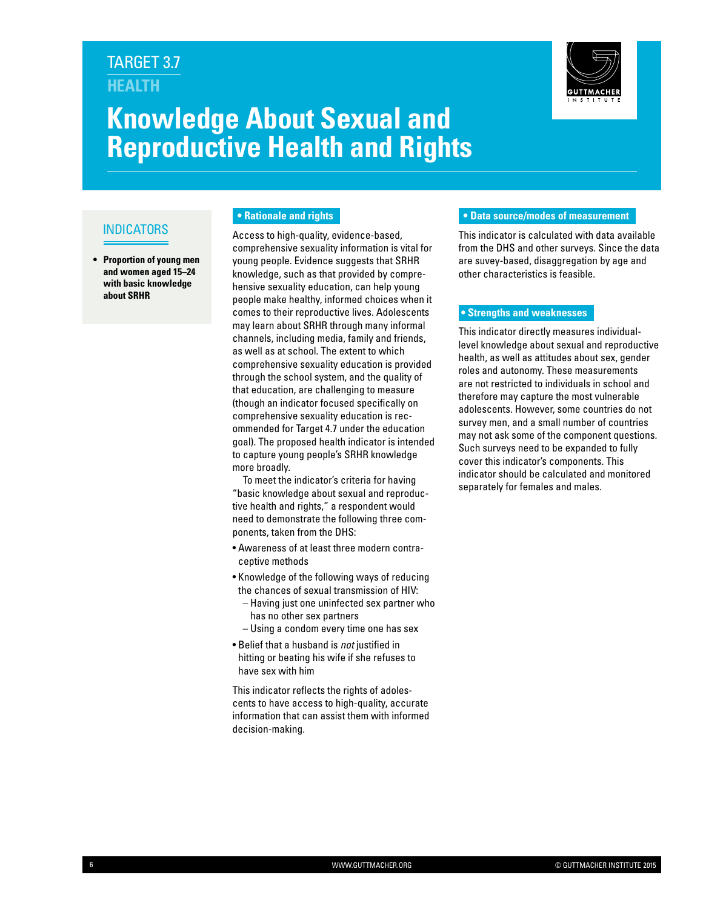TARGET 3.7

HEALTH

# Knowledge About Sexual and Reproductive Health and Rights

## INDICATORS

- **Proportion of young men and women aged 15–24 with basic knowledge about SRHR**

## • Rationale and rights

Access to high-quality, evidence-based, comprehensive sexuality information is vital for young people. Evidence suggests that SRHR knowledge, such as that provided by comprehensive sexuality education, can help young people make healthy, informed choices when it comes to their reproductive lives. Adolescents may learn about SRHR through many informal channels, including media, family and friends, as well as at school. The extent to which comprehensive sexuality education is provided through the school system, and the quality of that education, are challenging to measure (though an indicator focused specifically on comprehensive sexuality education is recommended for Target 4.7 under the education goal). The proposed health indicator is intended to capture young people's SRHR knowledge more broadly.

To meet the indicator's criteria for having "basic knowledge about sexual and reproductive health and rights," a respondent would need to demonstrate the following three components, taken from the DHS:

- Awareness of at least three modern contraceptive methods
- Knowledge of the following ways of reducing the chances of sexual transmission of HIV:
  - Having just one uninfected sex partner who has no other sex partners
  - Using a condom every time one has sex
- Belief that a husband is *not* justified in hitting or beating his wife if she refuses to have sex with him

This indicator reflects the rights of adolescents to have access to high-quality, accurate information that can assist them with informed decision-making.

## • Data source/modes of measurement

This indicator is calculated with data available from the DHS and other surveys. Since the data are suvey-based, disaggregation by age and other characteristics is feasible.

## • Strengths and weaknesses

This indicator directly measures individual-level knowledge about sexual and reproductive health, as well as attitudes about sex, gender roles and autonomy. These measurements are not restricted to individuals in school and therefore may capture the most vulnerable adolescents. However, some countries do not survey men, and a small number of countries may not ask some of the component questions. Such surveys need to be expanded to fully cover this indicator's components. This indicator should be calculated and monitored separately for females and males.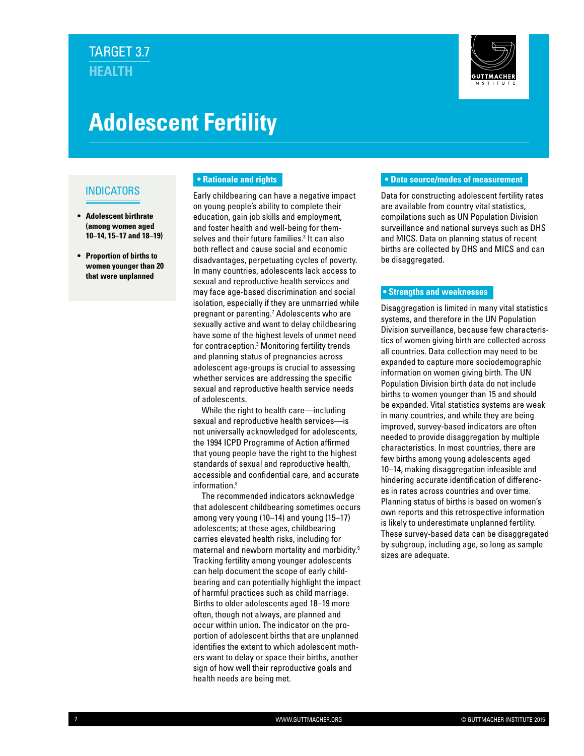TARGET 3.7

HEALTH

# Adolescent Fertility

## INDICATORS

- **Adolescent birthrate (among women aged 10–14, 15–17 and 18–19)**
- **Proportion of births to women younger than 20 that were unplanned**

## • Rationale and rights

Early childbearing can have a negative impact on young people's ability to complete their education, gain job skills and employment, and foster health and well-being for themselves and their future families.[3] It can also both reflect and cause social and economic disadvantages, perpetuating cycles of poverty. In many countries, adolescents lack access to sexual and reproductive health services and may face age-based discrimination and social isolation, especially if they are unmarried while pregnant or parenting.[7] Adolescents who are sexually active and want to delay childbearing have some of the highest levels of unmet need for contraception.[3] Monitoring fertility trends and planning status of pregnancies across adolescent age-groups is crucial to assessing whether services are addressing the specific sexual and reproductive health service needs of adolescents.

While the right to health care—including sexual and reproductive health services—is not universally acknowledged for adolescents, the 1994 ICPD Programme of Action affirmed that young people have the right to the highest standards of sexual and reproductive health, accessible and confidential care, and accurate information.[8]

The recommended indicators acknowledge that adolescent childbearing sometimes occurs among very young (10–14) and young (15–17) adolescents; at these ages, childbearing carries elevated health risks, including for maternal and newborn mortality and morbidity.[9] Tracking fertility among younger adolescents can help document the scope of early childbearing and can potentially highlight the impact of harmful practices such as child marriage. Births to older adolescents aged 18–19 more often, though not always, are planned and occur within union. The indicator on the proportion of adolescent births that are unplanned identifies the extent to which adolescent mothers want to delay or space their births, another sign of how well their reproductive goals and health needs are being met.

## • Data source/modes of measurement

Data for constructing adolescent fertility rates are available from country vital statistics, compilations such as UN Population Division surveillance and national surveys such as DHS and MICS. Data on planning status of recent births are collected by DHS and MICS and can be disaggregated.

## • Strengths and weaknesses

Disaggregation is limited in many vital statistics systems, and therefore in the UN Population Division surveillance, because few characteristics of women giving birth are collected across all countries. Data collection may need to be expanded to capture more sociodemographic information on women giving birth. The UN Population Division birth data do not include births to women younger than 15 and should be expanded. Vital statistics systems are weak in many countries, and while they are being improved, survey-based indicators are often needed to provide disaggregation by multiple characteristics. In most countries, there are few births among young adolescents aged 10–14, making disaggregation infeasible and hindering accurate identification of differences in rates across countries and over time. Planning status of births is based on women's own reports and this retrospective information is likely to underestimate unplanned fertility. These survey-based data can be disaggregated by subgroup, including age, so long as sample sizes are adequate.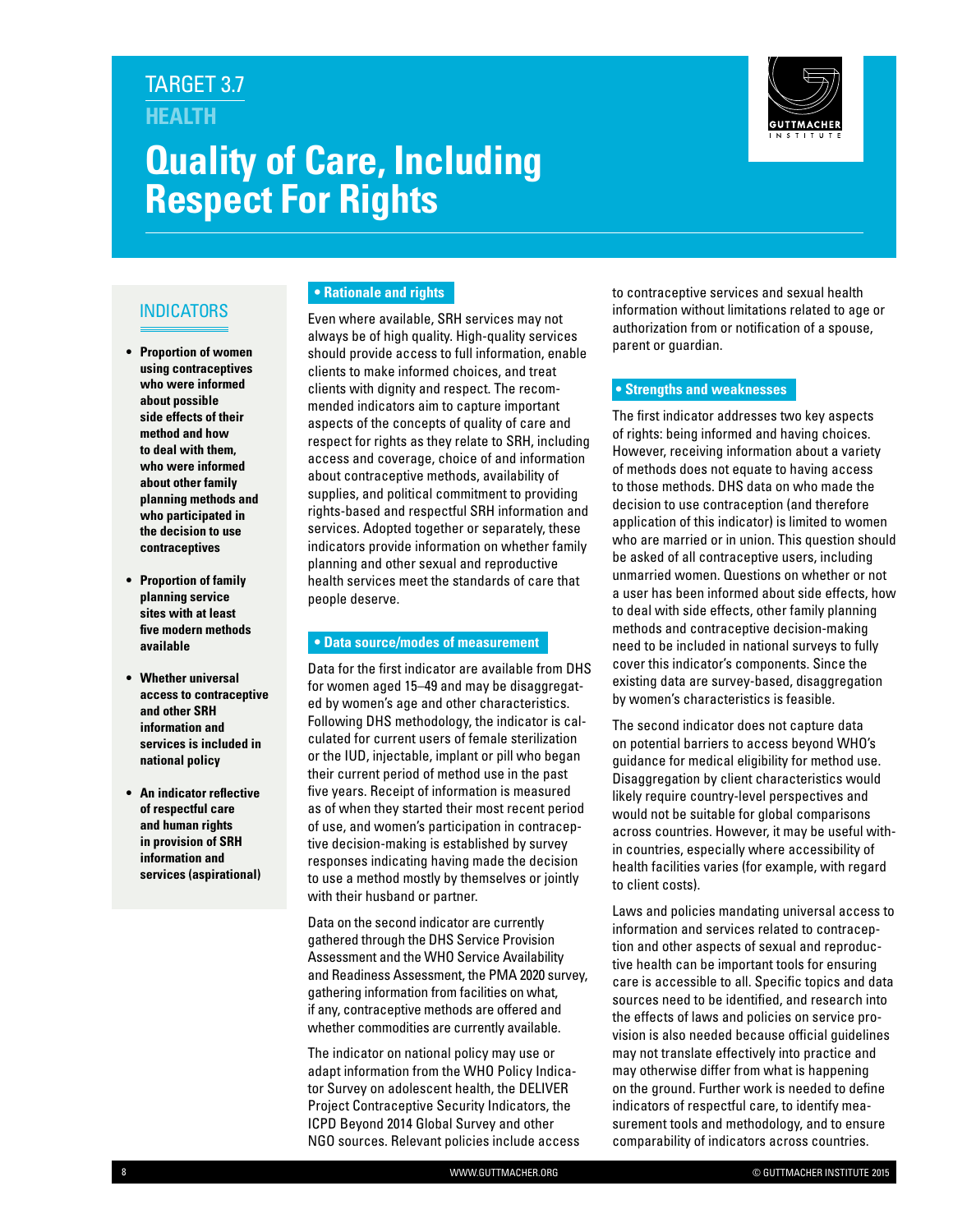TARGET 3.7

## HEALTH

# Quality of Care, Including Respect For Rights

### INDICATORS

- **Proportion of women using contraceptives who were informed about possible side effects of their method and how to deal with them, who were informed about other family planning methods and who participated in the decision to use contraceptives**
- **Proportion of family planning service sites with at least five modern methods available**
- **Whether universal access to contraceptive and other SRH information and services is included in national policy**
- **An indicator reflective of respectful care and human rights in provision of SRH information and services (aspirational)**

### • Rationale and rights

Even where available, SRH services may not always be of high quality. High-quality services should provide access to full information, enable clients to make informed choices, and treat clients with dignity and respect. The recommended indicators aim to capture important aspects of the concepts of quality of care and respect for rights as they relate to SRH, including access and coverage, choice of and information about contraceptive methods, availability of supplies, and political commitment to providing rights-based and respectful SRH information and services. Adopted together or separately, these indicators provide information on whether family planning and other sexual and reproductive health services meet the standards of care that people deserve.

### • Data source/modes of measurement

Data for the first indicator are available from DHS for women aged 15–49 and may be disaggregated by women's age and other characteristics. Following DHS methodology, the indicator is calculated for current users of female sterilization or the IUD, injectable, implant or pill who began their current period of method use in the past five years. Receipt of information is measured as of when they started their most recent period of use, and women's participation in contraceptive decision-making is established by survey responses indicating having made the decision to use a method mostly by themselves or jointly with their husband or partner.

Data on the second indicator are currently gathered through the DHS Service Provision Assessment and the WHO Service Availability and Readiness Assessment, the PMA 2020 survey, gathering information from facilities on what, if any, contraceptive methods are offered and whether commodities are currently available.

The indicator on national policy may use or adapt information from the WHO Policy Indicator Survey on adolescent health, the DELIVER Project Contraceptive Security Indicators, the ICPD Beyond 2014 Global Survey and other NGO sources. Relevant policies include access to contraceptive services and sexual health information without limitations related to age or authorization from or notification of a spouse, parent or guardian.

### • Strengths and weaknesses

The first indicator addresses two key aspects of rights: being informed and having choices. However, receiving information about a variety of methods does not equate to having access to those methods. DHS data on who made the decision to use contraception (and therefore application of this indicator) is limited to women who are married or in union. This question should be asked of all contraceptive users, including unmarried women. Questions on whether or not a user has been informed about side effects, how to deal with side effects, other family planning methods and contraceptive decision-making need to be included in national surveys to fully cover this indicator's components. Since the existing data are survey-based, disaggregation by women's characteristics is feasible.

The second indicator does not capture data on potential barriers to access beyond WHO's guidance for medical eligibility for method use. Disaggregation by client characteristics would likely require country-level perspectives and would not be suitable for global comparisons across countries. However, it may be useful within countries, especially where accessibility of health facilities varies (for example, with regard to client costs).

Laws and policies mandating universal access to information and services related to contraception and other aspects of sexual and reproductive health can be important tools for ensuring care is accessible to all. Specific topics and data sources need to be identified, and research into the effects of laws and policies on service provision is also needed because official guidelines may not translate effectively into practice and may otherwise differ from what is happening on the ground. Further work is needed to define indicators of respectful care, to identify measurement tools and methodology, and to ensure comparability of indicators across countries.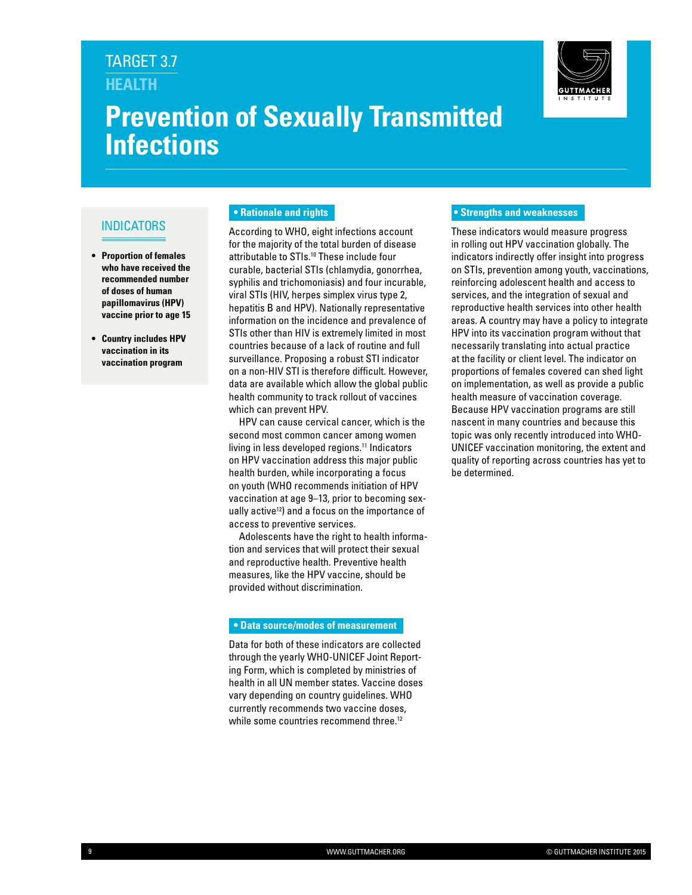TARGET 3.7

HEALTH

# Prevention of Sexually Transmitted Infections

## INDICATORS

- **Proportion of females who have received the recommended number of doses of human papillomavirus (HPV) vaccine prior to age 15**
- **Country includes HPV vaccination in its vaccination program**

### • Rationale and rights

According to WHO, eight infections account for the majority of the total burden of disease attributable to STIs.[10] These include four curable, bacterial STIs (chlamydia, gonorrhea, syphilis and trichomoniasis) and four incurable, viral STIs (HIV, herpes simplex virus type 2, hepatitis B and HPV). Nationally representative information on the incidence and prevalence of STIs other than HIV is extremely limited in most countries because of a lack of routine and full surveillance. Proposing a robust STI indicator on a non-HIV STI is therefore difficult. However, data are available which allow the global public health community to track rollout of vaccines which can prevent HPV.

HPV can cause cervical cancer, which is the second most common cancer among women living in less developed regions.[11] Indicators on HPV vaccination address this major public health burden, while incorporating a focus on youth (WHO recommends initiation of HPV vaccination at age 9–13, prior to becoming sexually active[12]) and a focus on the importance of access to preventive services.

Adolescents have the right to health information and services that will protect their sexual and reproductive health. Preventive health measures, like the HPV vaccine, should be provided without discrimination.

### • Data source/modes of measurement

Data for both of these indicators are collected through the yearly WHO-UNICEF Joint Reporting Form, which is completed by ministries of health in all UN member states. Vaccine doses vary depending on country guidelines. WHO currently recommends two vaccine doses, while some countries recommend three.[12]

### • Strengths and weaknesses

These indicators would measure progress in rolling out HPV vaccination globally. The indicators indirectly offer insight into progress on STIs, prevention among youth, vaccinations, reinforcing adolescent health and access to services, and the integration of sexual and reproductive health services into other health areas. A country may have a policy to integrate HPV into its vaccination program without that necessarily translating into actual practice at the facility or client level. The indicator on proportions of females covered can shed light on implementation, as well as provide a public health measure of vaccination coverage. Because HPV vaccination programs are still nascent in many countries and because this topic was only recently introduced into WHO-UNICEF vaccination monitoring, the extent and quality of reporting across countries has yet to be determined.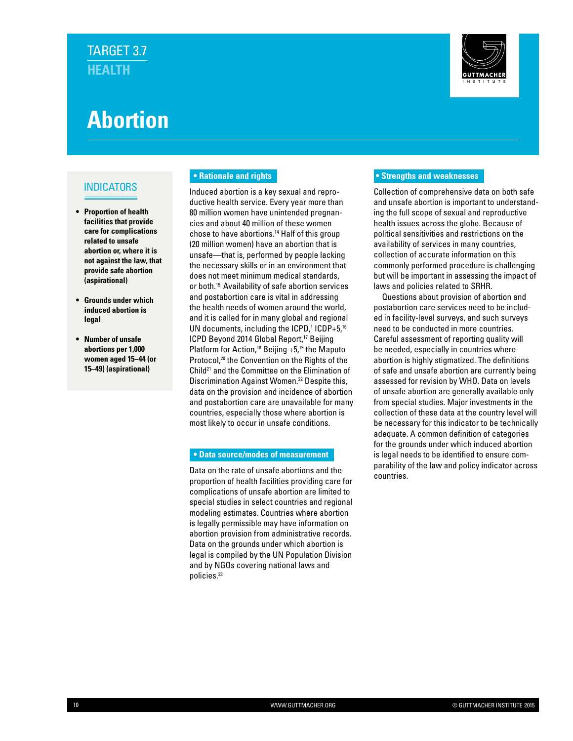TARGET 3.7

HEALTH

# Abortion

## INDICATORS

- **Proportion of health facilities that provide care for complications related to unsafe abortion or, where it is not against the law, that provide safe abortion (aspirational)**
- **Grounds under which induced abortion is legal**
- **Number of unsafe abortions per 1,000 women aged 15–44 (or 15–49) (aspirational)**

### • Rationale and rights

Induced abortion is a key sexual and reproductive health service. Every year more than 80 million women have unintended pregnancies and about 40 million of these women chose to have abortions.[14] Half of this group (20 million women) have an abortion that is unsafe—that is, performed by people lacking the necessary skills or in an environment that does not meet minimum medical standards, or both.[15] Availability of safe abortion services and postabortion care is vital in addressing the health needs of women around the world, and it is called for in many global and regional UN documents, including the ICPD,[1] ICDP+5,[16] ICPD Beyond 2014 Global Report,[17] Beijing Platform for Action,[18] Beijing +5,[19] the Maputo Protocol,[20] the Convention on the Rights of the Child[21] and the Committee on the Elimination of Discrimination Against Women.[22] Despite this, data on the provision and incidence of abortion and postabortion care are unavailable for many countries, especially those where abortion is most likely to occur in unsafe conditions.

### • Data source/modes of measurement

Data on the rate of unsafe abortions and the proportion of health facilities providing care for complications of unsafe abortion are limited to special studies in select countries and regional modeling estimates. Countries where abortion is legally permissible may have information on abortion provision from administrative records. Data on the grounds under which abortion is legal is compiled by the UN Population Division and by NGOs covering national laws and policies.[23]

### • Strengths and weaknesses

Collection of comprehensive data on both safe and unsafe abortion is important to understanding the full scope of sexual and reproductive health issues across the globe. Because of political sensitivities and restrictions on the availability of services in many countries, collection of accurate information on this commonly performed procedure is challenging but will be important in assessing the impact of laws and policies related to SRHR.

Questions about provision of abortion and postabortion care services need to be included in facility-level surveys, and such surveys need to be conducted in more countries. Careful assessment of reporting quality will be needed, especially in countries where abortion is highly stigmatized. The definitions of safe and unsafe abortion are currently being assessed for revision by WHO. Data on levels of unsafe abortion are generally available only from special studies. Major investments in the collection of these data at the country level will be necessary for this indicator to be technically adequate. A common definition of categories for the grounds under which induced abortion is legal needs to be identified to ensure comparability of the law and policy indicator across countries.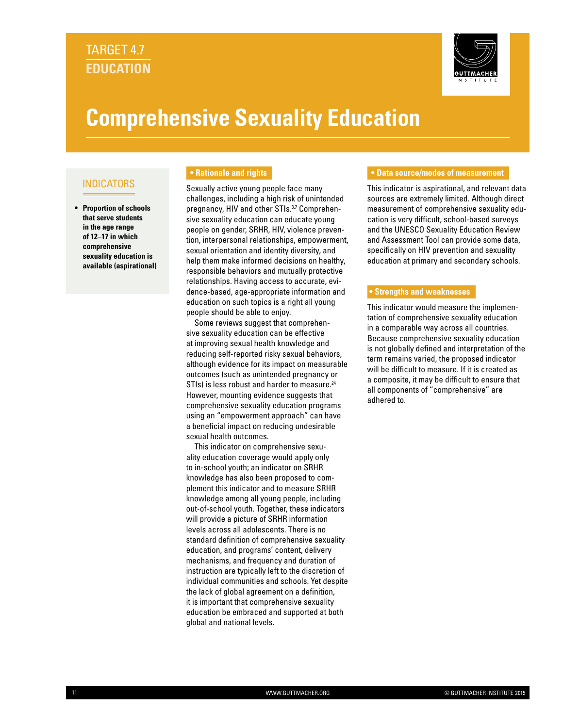TARGET 4.7

**EDUCATION**

# Comprehensive Sexuality Education

## INDICATORS

- **Proportion of schools that serve students in the age range of 12–17 in which comprehensive sexuality education is available (aspirational)**

### • Rationale and rights

Sexually active young people face many challenges, including a high risk of unintended pregnancy, HIV and other STIs.[3,7] Comprehensive sexuality education can educate young people on gender, SRHR, HIV, violence prevention, interpersonal relationships, empowerment, sexual orientation and identity diversity, and help them make informed decisions on healthy, responsible behaviors and mutually protective relationships. Having access to accurate, evidence-based, age-appropriate information and education on such topics is a right all young people should be able to enjoy.

Some reviews suggest that comprehensive sexuality education can be effective at improving sexual health knowledge and reducing self-reported risky sexual behaviors, although evidence for its impact on measurable outcomes (such as unintended pregnancy or STIs) is less robust and harder to measure.[24] However, mounting evidence suggests that comprehensive sexuality education programs using an "empowerment approach" can have a beneficial impact on reducing undesirable sexual health outcomes.

This indicator on comprehensive sexuality education coverage would apply only to in-school youth; an indicator on SRHR knowledge has also been proposed to complement this indicator and to measure SRHR knowledge among all young people, including out-of-school youth. Together, these indicators will provide a picture of SRHR information levels across all adolescents. There is no standard definition of comprehensive sexuality education, and programs' content, delivery mechanisms, and frequency and duration of instruction are typically left to the discretion of individual communities and schools. Yet despite the lack of global agreement on a definition, it is important that comprehensive sexuality education be embraced and supported at both global and national levels.

### • Data source/modes of measurement

This indicator is aspirational, and relevant data sources are extremely limited. Although direct measurement of comprehensive sexuality education is very difficult, school-based surveys and the UNESCO Sexuality Education Review and Assessment Tool can provide some data, specifically on HIV prevention and sexuality education at primary and secondary schools.

### • Strengths and weaknesses

This indicator would measure the implementation of comprehensive sexuality education in a comparable way across all countries. Because comprehensive sexuality education is not globally defined and interpretation of the term remains varied, the proposed indicator will be difficult to measure. If it is created as a composite, it may be difficult to ensure that all components of "comprehensive" are adhered to.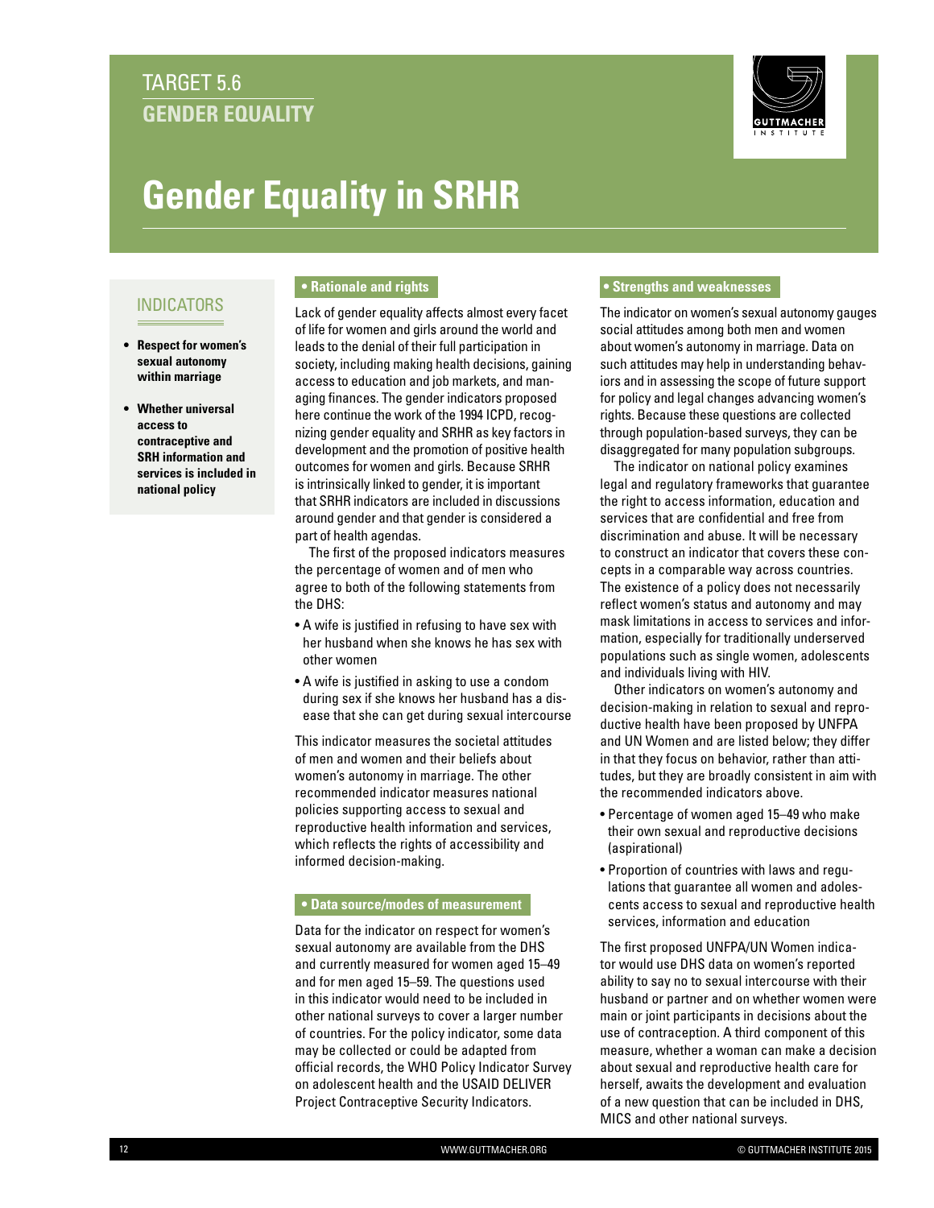TARGET 5.6

**GENDER EQUALITY**

# Gender Equality in SRHR

## INDICATORS

- **Respect for women's sexual autonomy within marriage**
- **Whether universal access to contraceptive and SRH information and services is included in national policy**

### • Rationale and rights

Lack of gender equality affects almost every facet of life for women and girls around the world and leads to the denial of their full participation in society, including making health decisions, gaining access to education and job markets, and managing finances. The gender indicators proposed here continue the work of the 1994 ICPD, recognizing gender equality and SRHR as key factors in development and the promotion of positive health outcomes for women and girls. Because SRHR is intrinsically linked to gender, it is important that SRHR indicators are included in discussions around gender and that gender is considered a part of health agendas.

The first of the proposed indicators measures the percentage of women and of men who agree to both of the following statements from the DHS:

- A wife is justified in refusing to have sex with her husband when she knows he has sex with other women
- A wife is justified in asking to use a condom during sex if she knows her husband has a disease that she can get during sexual intercourse

This indicator measures the societal attitudes of men and women and their beliefs about women's autonomy in marriage. The other recommended indicator measures national policies supporting access to sexual and reproductive health information and services, which reflects the rights of accessibility and informed decision-making.

### • Data source/modes of measurement

Data for the indicator on respect for women's sexual autonomy are available from the DHS and currently measured for women aged 15–49 and for men aged 15–59. The questions used in this indicator would need to be included in other national surveys to cover a larger number of countries. For the policy indicator, some data may be collected or could be adapted from official records, the WHO Policy Indicator Survey on adolescent health and the USAID DELIVER Project Contraceptive Security Indicators.

### • Strengths and weaknesses

The indicator on women's sexual autonomy gauges social attitudes among both men and women about women's autonomy in marriage. Data on such attitudes may help in understanding behaviors and in assessing the scope of future support for policy and legal changes advancing women's rights. Because these questions are collected through population-based surveys, they can be disaggregated for many population subgroups.

The indicator on national policy examines legal and regulatory frameworks that guarantee the right to access information, education and services that are confidential and free from discrimination and abuse. It will be necessary to construct an indicator that covers these concepts in a comparable way across countries. The existence of a policy does not necessarily reflect women's status and autonomy and may mask limitations in access to services and information, especially for traditionally underserved populations such as single women, adolescents and individuals living with HIV.

Other indicators on women's autonomy and decision-making in relation to sexual and reproductive health have been proposed by UNFPA and UN Women and are listed below; they differ in that they focus on behavior, rather than attitudes, but they are broadly consistent in aim with the recommended indicators above.

- Percentage of women aged 15–49 who make their own sexual and reproductive decisions (aspirational)
- Proportion of countries with laws and regulations that guarantee all women and adolescents access to sexual and reproductive health services, information and education

The first proposed UNFPA/UN Women indicator would use DHS data on women's reported ability to say no to sexual intercourse with their husband or partner and on whether women were main or joint participants in decisions about the use of contraception. A third component of this measure, whether a woman can make a decision about sexual and reproductive health care for herself, awaits the development and evaluation of a new question that can be included in DHS, MICS and other national surveys.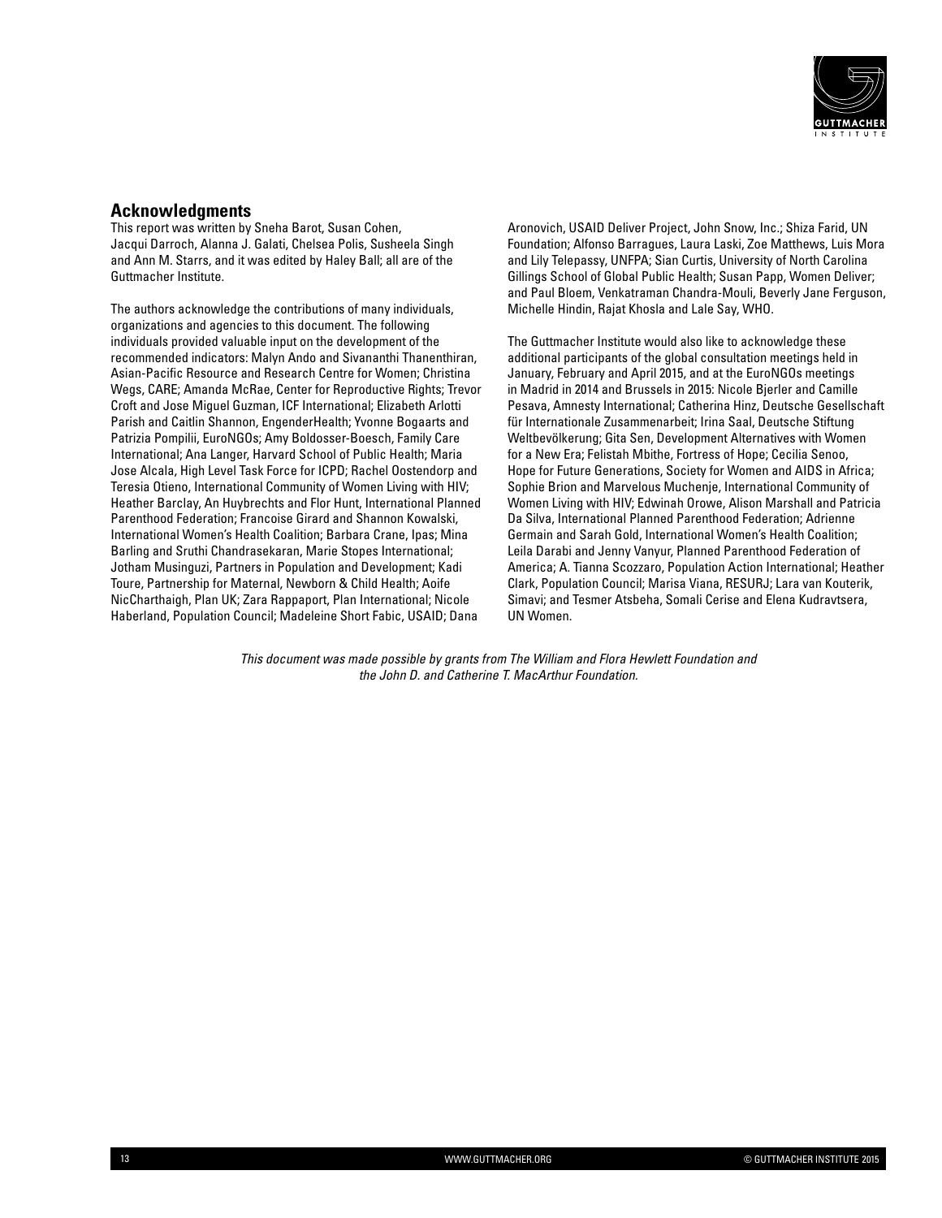## Acknowledgments

This report was written by Sneha Barot, Susan Cohen, Jacqui Darroch, Alanna J. Galati, Chelsea Polis, Susheela Singh and Ann M. Starrs, and it was edited by Haley Ball; all are of the Guttmacher Institute.

The authors acknowledge the contributions of many individuals, organizations and agencies to this document. The following individuals provided valuable input on the development of the recommended indicators: Malyn Ando and Sivananthi Thanenthiran, Asian-Pacific Resource and Research Centre for Women; Christina Wegs, CARE; Amanda McRae, Center for Reproductive Rights; Trevor Croft and Jose Miguel Guzman, ICF International; Elizabeth Arlotti Parish and Caitlin Shannon, EngenderHealth; Yvonne Bogaarts and Patrizia Pompilii, EuroNGOs; Amy Boldosser-Boesch, Family Care International; Ana Langer, Harvard School of Public Health; Maria Jose Alcala, High Level Task Force for ICPD; Rachel Oostendorp and Teresia Otieno, International Community of Women Living with HIV; Heather Barclay, An Huybrechts and Flor Hunt, International Planned Parenthood Federation; Francoise Girard and Shannon Kowalski, International Women's Health Coalition; Barbara Crane, Ipas; Mina Barling and Sruthi Chandrasekaran, Marie Stopes International; Jotham Musinguzi, Partners in Population and Development; Kadi Toure, Partnership for Maternal, Newborn & Child Health; Aoife NicCharthaigh, Plan UK; Zara Rappaport, Plan International; Nicole Haberland, Population Council; Madeleine Short Fabic, USAID; Dana Aronovich, USAID Deliver Project, John Snow, Inc.; Shiza Farid, UN Foundation; Alfonso Barragues, Laura Laski, Zoe Matthews, Luis Mora and Lily Telepassy, UNFPA; Sian Curtis, University of North Carolina Gillings School of Global Public Health; Susan Papp, Women Deliver; and Paul Bloem, Venkatraman Chandra-Mouli, Beverly Jane Ferguson, Michelle Hindin, Rajat Khosla and Lale Say, WHO.

The Guttmacher Institute would also like to acknowledge these additional participants of the global consultation meetings held in January, February and April 2015, and at the EuroNGOs meetings in Madrid in 2014 and Brussels in 2015: Nicole Bjerler and Camille Pesava, Amnesty International; Catherina Hinz, Deutsche Gesellschaft für Internationale Zusammenarbeit; Irina Saal, Deutsche Stiftung Weltbevölkerung; Gita Sen, Development Alternatives with Women for a New Era; Felistah Mbithe, Fortress of Hope; Cecilia Senoo, Hope for Future Generations, Society for Women and AIDS in Africa; Sophie Brion and Marvelous Muchenje, International Community of Women Living with HIV; Edwinah Orowe, Alison Marshall and Patricia Da Silva, International Planned Parenthood Federation; Adrienne Germain and Sarah Gold, International Women's Health Coalition; Leila Darabi and Jenny Vanyur, Planned Parenthood Federation of America; A. Tianna Scozzaro, Population Action International; Heather Clark, Population Council; Marisa Viana, RESURJ; Lara van Kouterik, Simavi; and Tesmer Atsbeha, Somali Cerise and Elena Kudravtsera, UN Women.

*This document was made possible by grants from The William and Flora Hewlett Foundation and the John D. and Catherine T. MacArthur Foundation.*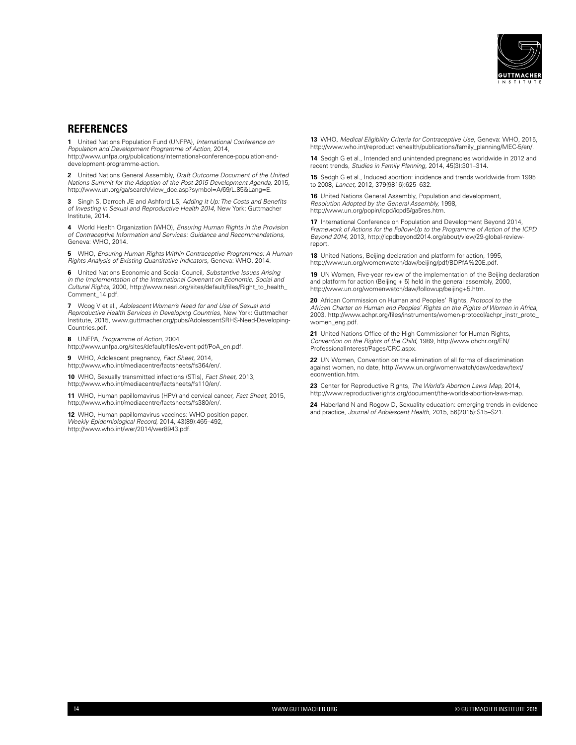## REFERENCES

**1** United Nations Population Fund (UNFPA), *International Conference on Population and Development Programme of Action*, 2014, http://www.unfpa.org/publications/international-conference-population-and-development-programme-action.

**2** United Nations General Assembly, *Draft Outcome Document of the United Nations Summit for the Adoption of the Post-2015 Development Agenda*, 2015, http://www.un.org/ga/search/view_doc.asp?symbol=A/69/L.85&Lang=E.

**3** Singh S, Darroch JE and Ashford LS, *Adding It Up: The Costs and Benefits of Investing in Sexual and Reproductive Health 2014*, New York: Guttmacher Institute, 2014.

**4** World Health Organization (WHO), *Ensuring Human Rights in the Provision of Contraceptive Information and Services: Guidance and Recommendations*, Geneva: WHO, 2014.

**5** WHO, *Ensuring Human Rights Within Contraceptive Programmes: A Human Rights Analysis of Existing Quantitative Indicators*, Geneva: WHO, 2014.

**6** United Nations Economic and Social Council, *Substantive Issues Arising in the Implementation of the International Covenant on Economic, Social and Cultural Rights*, 2000, http://www.nesri.org/sites/default/files/Right_to_health_Comment_14.pdf.

**7** Woog V et al., *Adolescent Women's Need for and Use of Sexual and Reproductive Health Services in Developing Countries*, New York: Guttmacher Institute, 2015, www.guttmacher.org/pubs/AdolescentSRHS-Need-Developing-Countries.pdf.

**8** UNFPA, *Programme of Action*, 2004, http://www.unfpa.org/sites/default/files/event-pdf/PoA_en.pdf.

**9** WHO, Adolescent pregnancy, *Fact Sheet*, 2014, http://www.who.int/mediacentre/factsheets/fs364/en/.

**10** WHO, Sexually transmitted infections (STIs), *Fact Sheet*, 2013, http://www.who.int/mediacentre/factsheets/fs110/en/.

**11** WHO, Human papillomavirus (HPV) and cervical cancer, *Fact Sheet*, 2015, http://www.who.int/mediacentre/factsheets/fs380/en/.

**12** WHO, Human papillomavirus vaccines: WHO position paper, *Weekly Epidemiological Record*, 2014, 43(89):465–492, http://www.who.int/wer/2014/wer8943.pdf.

**13** WHO, *Medical Eligibility Criteria for Contraceptive Use*, Geneva: WHO, 2015, http://www.who.int/reproductivehealth/publications/family_planning/MEC-5/en/.

**14** Sedgh G et al., Intended and unintended pregnancies worldwide in 2012 and recent trends, *Studies in Family Planning*, 2014, 45(3):301–314.

**15** Sedgh G et al., Induced abortion: incidence and trends worldwide from 1995 to 2008, *Lancet*, 2012, 379(9816):625–632.

**16** United Nations General Assembly, Population and development, *Resolution Adopted by the General Assembly*, 1998, http://www.un.org/popin/icpd/icpd5/ga5res.htm.

**17** International Conference on Population and Development Beyond 2014, *Framework of Actions for the Follow-Up to the Programme of Action of the ICPD Beyond 2014*, 2013, http://icpdbeyond2014.org/about/view/29-global-review-report.

**18** United Nations, Beijing declaration and platform for action, 1995, http://www.un.org/womenwatch/daw/beijing/pdf/BDPfA%20E.pdf.

**19** UN Women, Five-year review of the implementation of the Beijing declaration and platform for action (Beijing + 5) held in the general assembly, 2000, http://www.un.org/womenwatch/daw/followup/beijing+5.htm.

**20** African Commission on Human and Peoples' Rights, *Protocol to the African Charter on Human and Peoples' Rights on the Rights of Women in Africa*, 2003, http://www.achpr.org/files/instruments/women-protocol/achpr_instr_proto_women_eng.pdf.

**21** United Nations Office of the High Commissioner for Human Rights, *Convention on the Rights of the Child*, 1989, http://www.ohchr.org/EN/ProfessionalInterest/Pages/CRC.aspx.

**22** UN Women, Convention on the elimination of all forms of discrimination against women, no date, http://www.un.org/womenwatch/daw/cedaw/text/econvention.htm.

**23** Center for Reproductive Rights, *The World's Abortion Laws Map*, 2014, http://www.reproductiverights.org/document/the-worlds-abortion-laws-map.

**24** Haberland N and Rogow D, Sexuality education: emerging trends in evidence and practice, *Journal of Adolescent Health*, 2015, 56(2015):S15–S21.